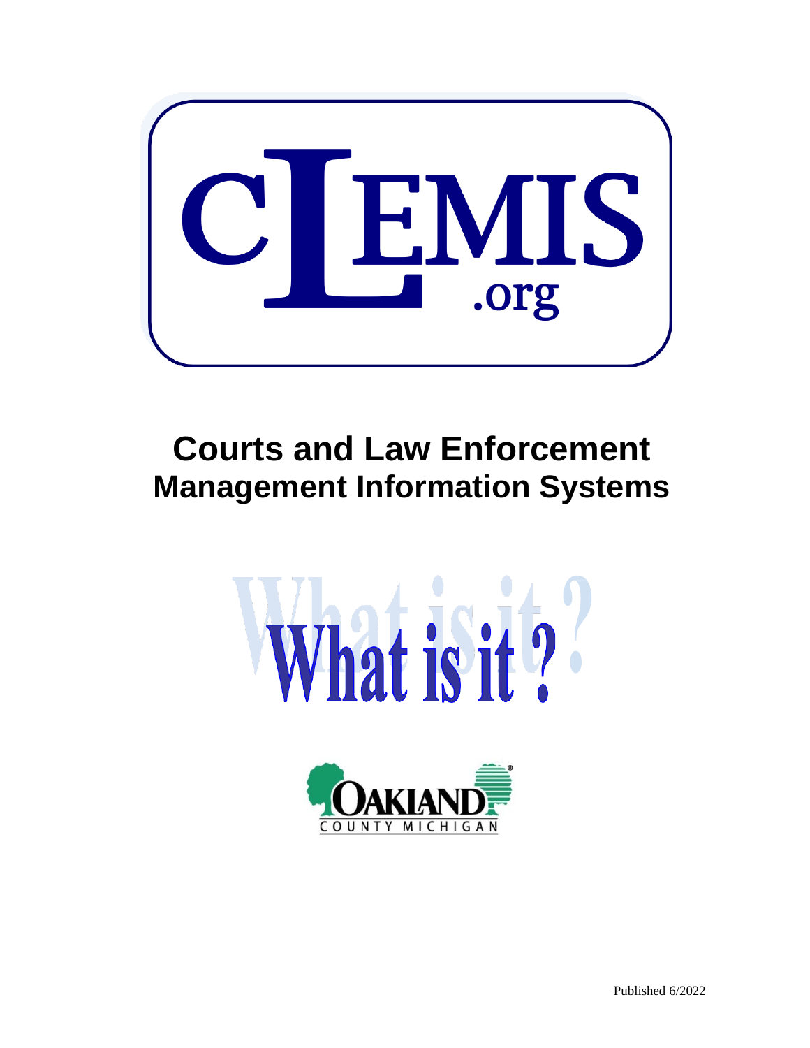# CLEMIS.org

# Courts and Law Enforcement Management Information Systems

## What is it?

OAKLAND COUNTY MICHIGAN

Published 6/2022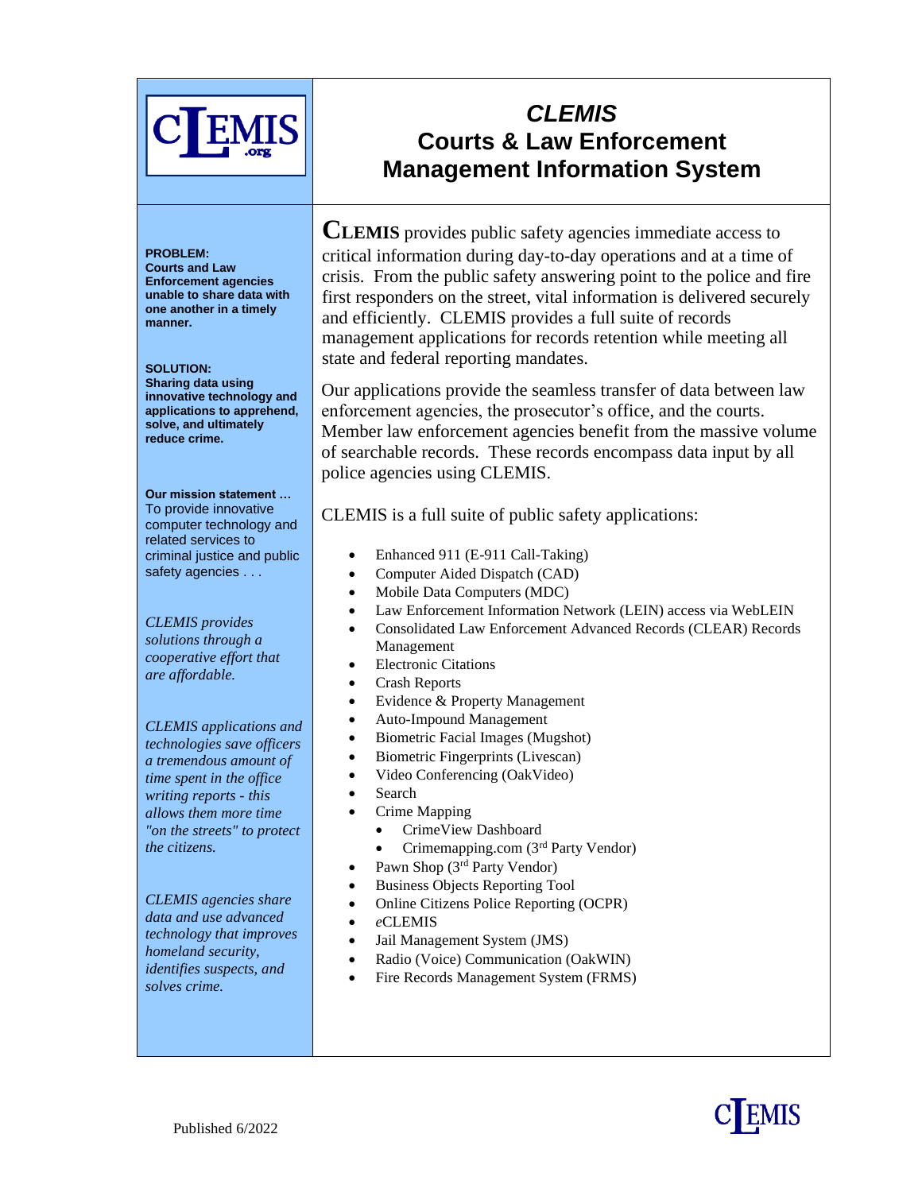# *CLEMIS*
# Courts & Law Enforcement Management Information System

**PROBLEM:**
**Courts and Law Enforcement agencies unable to share data with one another in a timely manner.**

**SOLUTION:**
**Sharing data using innovative technology and applications to apprehend, solve, and ultimately reduce crime.**

**Our mission statement …**
To provide innovative computer technology and related services to criminal justice and public safety agencies . . .

*CLEMIS provides solutions through a cooperative effort that are affordable.*

*CLEMIS applications and technologies save officers a tremendous amount of time spent in the office writing reports - this allows them more time "on the streets" to protect the citizens.*

*CLEMIS agencies share data and use advanced technology that improves homeland security, identifies suspects, and solves crime.*

**CLEMIS** provides public safety agencies immediate access to critical information during day-to-day operations and at a time of crisis. From the public safety answering point to the police and fire first responders on the street, vital information is delivered securely and efficiently. CLEMIS provides a full suite of records management applications for records retention while meeting all state and federal reporting mandates.

Our applications provide the seamless transfer of data between law enforcement agencies, the prosecutor's office, and the courts. Member law enforcement agencies benefit from the massive volume of searchable records. These records encompass data input by all police agencies using CLEMIS.

CLEMIS is a full suite of public safety applications:

- Enhanced 911 (E-911 Call-Taking)
- Computer Aided Dispatch (CAD)
- Mobile Data Computers (MDC)
- Law Enforcement Information Network (LEIN) access via WebLEIN
- Consolidated Law Enforcement Advanced Records (CLEAR) Records Management
- Electronic Citations
- Crash Reports
- Evidence & Property Management
- Auto-Impound Management
- Biometric Facial Images (Mugshot)
- Biometric Fingerprints (Livescan)
- Video Conferencing (OakVideo)
- Search
- Crime Mapping
  - CrimeView Dashboard
  - Crimemapping.com (3rd Party Vendor)
- Pawn Shop (3rd Party Vendor)
- Business Objects Reporting Tool
- Online Citizens Police Reporting (OCPR)
- *e*CLEMIS
- Jail Management System (JMS)
- Radio (Voice) Communication (OakWIN)
- Fire Records Management System (FRMS)

Published 6/2022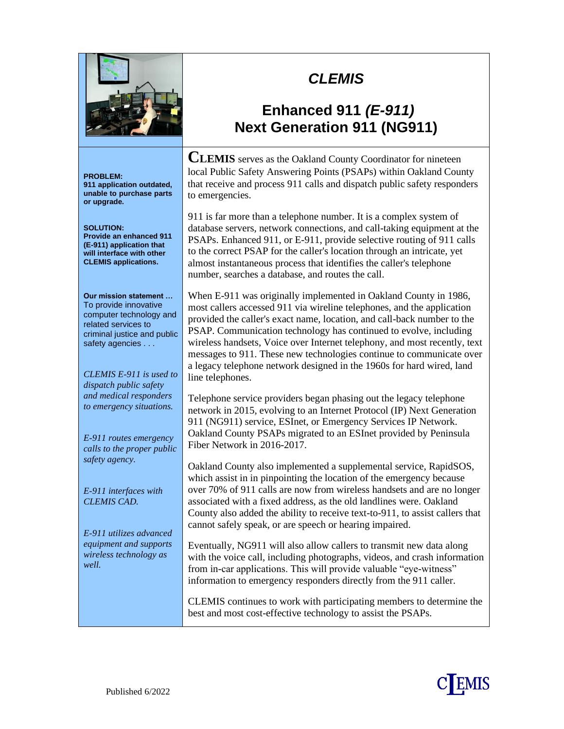# *CLEMIS*

## Enhanced 911 *(E-911)*
## Next Generation 911 (NG911)

**PROBLEM:**
**911 application outdated, unable to purchase parts or upgrade.**

**SOLUTION:**
**Provide an enhanced 911 (E-911) application that will interface with other CLEMIS applications.**

**Our mission statement …**
To provide innovative computer technology and related services to criminal justice and public safety agencies . . .

*CLEMIS E-911 is used to dispatch public safety and medical responders to emergency situations.*

*E-911 routes emergency calls to the proper public safety agency.*

*E-911 interfaces with CLEMIS CAD.*

*E-911 utilizes advanced equipment and supports wireless technology as well.*

**CLEMIS** serves as the Oakland County Coordinator for nineteen local Public Safety Answering Points (PSAPs) within Oakland County that receive and process 911 calls and dispatch public safety responders to emergencies.

911 is far more than a telephone number. It is a complex system of database servers, network connections, and call-taking equipment at the PSAPs. Enhanced 911, or E-911, provide selective routing of 911 calls to the correct PSAP for the caller's location through an intricate, yet almost instantaneous process that identifies the caller's telephone number, searches a database, and routes the call.

When E-911 was originally implemented in Oakland County in 1986, most callers accessed 911 via wireline telephones, and the application provided the caller's exact name, location, and call-back number to the PSAP. Communication technology has continued to evolve, including wireless handsets, Voice over Internet telephony, and most recently, text messages to 911. These new technologies continue to communicate over a legacy telephone network designed in the 1960s for hard wired, land line telephones.

Telephone service providers began phasing out the legacy telephone network in 2015, evolving to an Internet Protocol (IP) Next Generation 911 (NG911) service, ESInet, or Emergency Services IP Network. Oakland County PSAPs migrated to an ESInet provided by Peninsula Fiber Network in 2016-2017.

Oakland County also implemented a supplemental service, RapidSOS, which assist in in pinpointing the location of the emergency because over 70% of 911 calls are now from wireless handsets and are no longer associated with a fixed address, as the old landlines were. Oakland County also added the ability to receive text-to-911, to assist callers that cannot safely speak, or are speech or hearing impaired.

Eventually, NG911 will also allow callers to transmit new data along with the voice call, including photographs, videos, and crash information from in-car applications. This will provide valuable "eye-witness" information to emergency responders directly from the 911 caller.

CLEMIS continues to work with participating members to determine the best and most cost-effective technology to assist the PSAPs.

Published 6/2022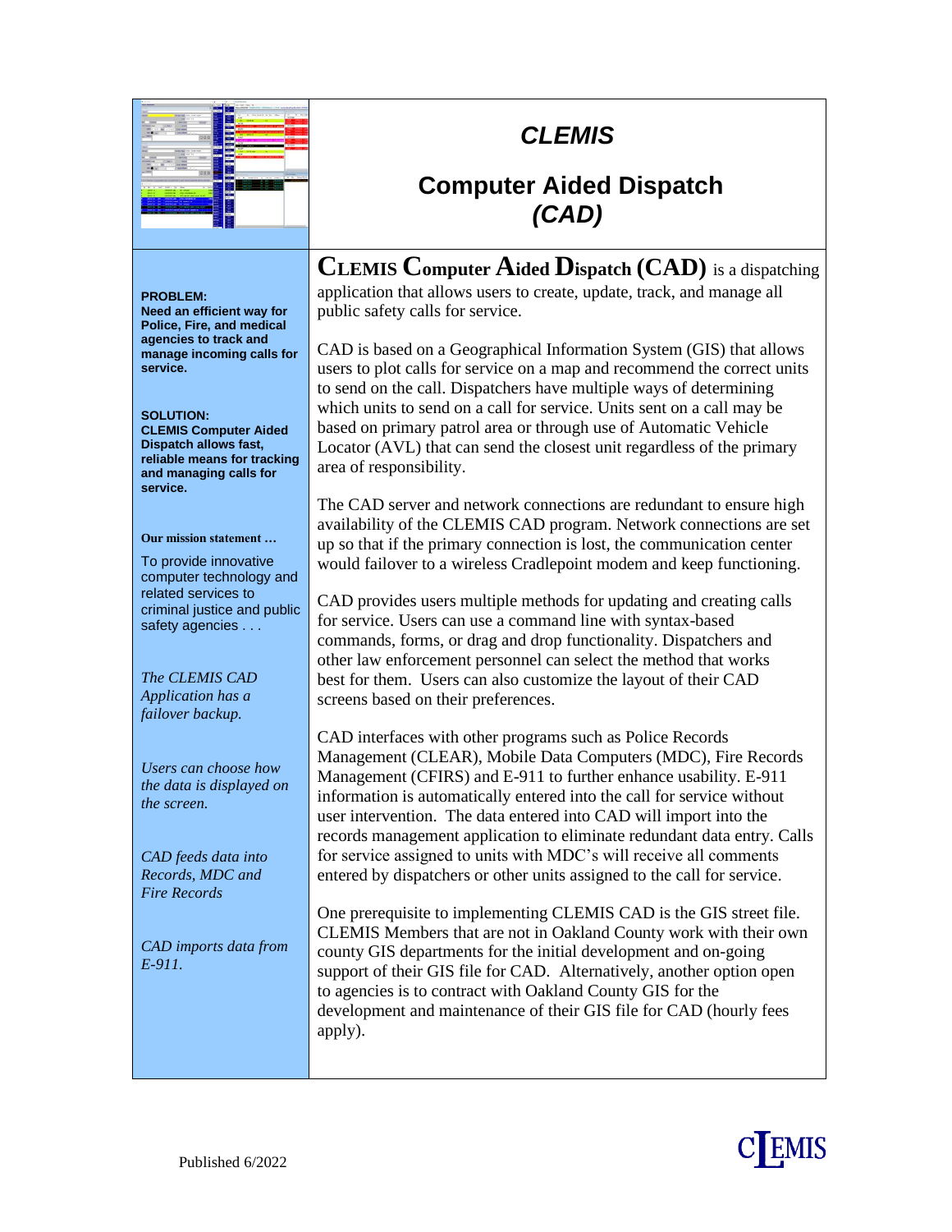# CLEMIS

## Computer Aided Dispatch *(CAD)*

**PROBLEM:**
**Need an efficient way for Police, Fire, and medical agencies to track and manage incoming calls for service.**

**SOLUTION:**
**CLEMIS Computer Aided Dispatch allows fast, reliable means for tracking and managing calls for service.**

**Our mission statement …**

To provide innovative computer technology and related services to criminal justice and public safety agencies . . .

*The CLEMIS CAD Application has a failover backup.*

*Users can choose how the data is displayed on the screen.*

*CAD feeds data into Records, MDC and Fire Records*

*CAD imports data from E-911.*

**CLEMIS Computer Aided Dispatch (CAD)** is a dispatching application that allows users to create, update, track, and manage all public safety calls for service.

CAD is based on a Geographical Information System (GIS) that allows users to plot calls for service on a map and recommend the correct units to send on the call. Dispatchers have multiple ways of determining which units to send on a call for service. Units sent on a call may be based on primary patrol area or through use of Automatic Vehicle Locator (AVL) that can send the closest unit regardless of the primary area of responsibility.

The CAD server and network connections are redundant to ensure high availability of the CLEMIS CAD program. Network connections are set up so that if the primary connection is lost, the communication center would failover to a wireless Cradlepoint modem and keep functioning.

CAD provides users multiple methods for updating and creating calls for service. Users can use a command line with syntax-based commands, forms, or drag and drop functionality. Dispatchers and other law enforcement personnel can select the method that works best for them. Users can also customize the layout of their CAD screens based on their preferences.

CAD interfaces with other programs such as Police Records Management (CLEAR), Mobile Data Computers (MDC), Fire Records Management (CFIRS) and E-911 to further enhance usability. E-911 information is automatically entered into the call for service without user intervention. The data entered into CAD will import into the records management application to eliminate redundant data entry. Calls for service assigned to units with MDC's will receive all comments entered by dispatchers or other units assigned to the call for service.

One prerequisite to implementing CLEMIS CAD is the GIS street file. CLEMIS Members that are not in Oakland County work with their own county GIS departments for the initial development and on-going support of their GIS file for CAD. Alternatively, another option open to agencies is to contract with Oakland County GIS for the development and maintenance of their GIS file for CAD (hourly fees apply).

Published 6/2022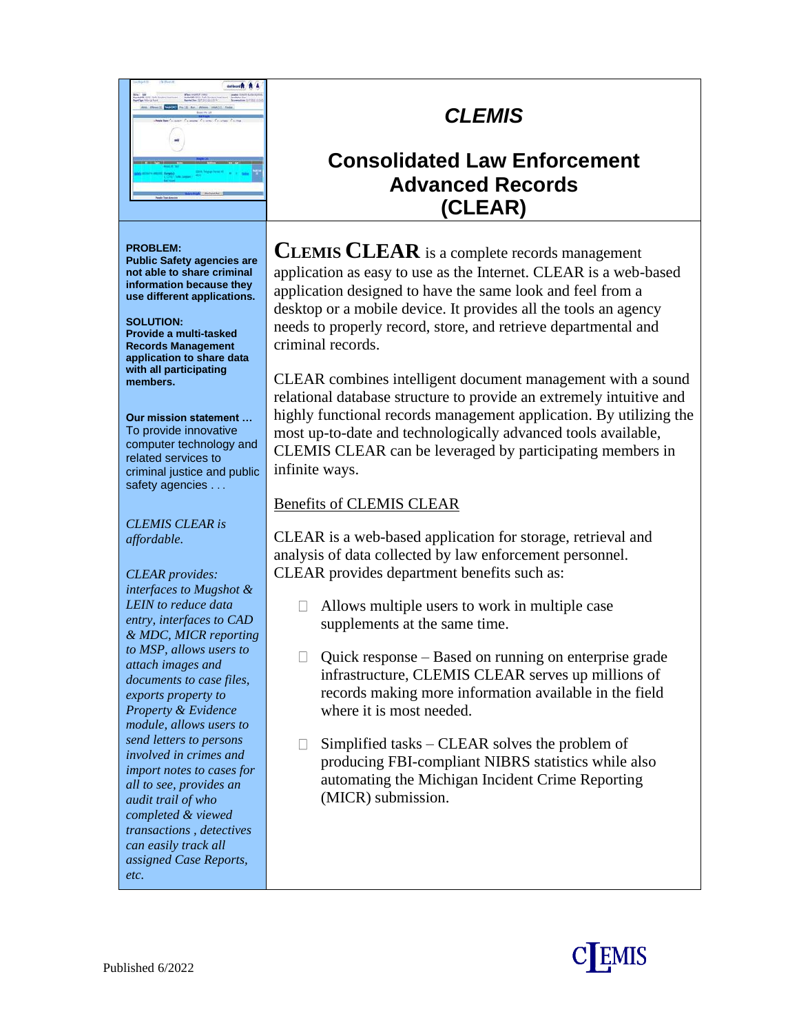# CLEMIS

## Consolidated Law Enforcement Advanced Records (CLEAR)

**PROBLEM:**
**Public Safety agencies are not able to share criminal information because they use different applications.**

**SOLUTION:**
**Provide a multi-tasked Records Management application to share data with all participating members.**

**Our mission statement …**
To provide innovative computer technology and related services to criminal justice and public safety agencies . . .

*CLEMIS CLEAR is affordable.*

*CLEAR provides: interfaces to Mugshot & LEIN to reduce data entry, interfaces to CAD & MDC, MICR reporting to MSP, allows users to attach images and documents to case files, exports property to Property & Evidence module, allows users to send letters to persons involved in crimes and import notes to cases for all to see, provides an audit trail of who completed & viewed transactions , detectives can easily track all assigned Case Reports, etc.*

**CLEMIS CLEAR** is a complete records management application as easy to use as the Internet. CLEAR is a web-based application designed to have the same look and feel from a desktop or a mobile device. It provides all the tools an agency needs to properly record, store, and retrieve departmental and criminal records.

CLEAR combines intelligent document management with a sound relational database structure to provide an extremely intuitive and highly functional records management application. By utilizing the most up-to-date and technologically advanced tools available, CLEMIS CLEAR can be leveraged by participating members in infinite ways.

Benefits of CLEMIS CLEAR

CLEAR is a web-based application for storage, retrieval and analysis of data collected by law enforcement personnel. CLEAR provides department benefits such as:

- Allows multiple users to work in multiple case supplements at the same time.
- Quick response – Based on running on enterprise grade infrastructure, CLEMIS CLEAR serves up millions of records making more information available in the field where it is most needed.
- Simplified tasks – CLEAR solves the problem of producing FBI-compliant NIBRS statistics while also automating the Michigan Incident Crime Reporting (MICR) submission.

Published 6/2022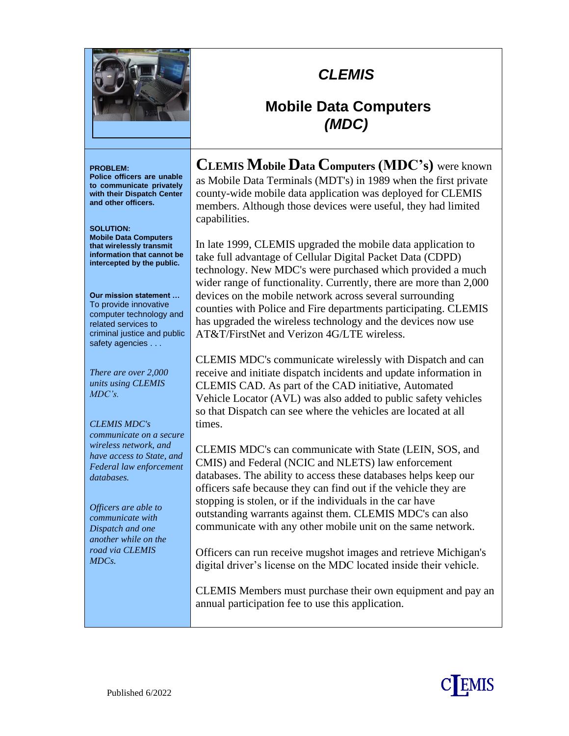# *CLEMIS*

## Mobile Data Computers *(MDC)*

**PROBLEM:**
**Police officers are unable to communicate privately with their Dispatch Center and other officers.**

**SOLUTION:**
**Mobile Data Computers that wirelessly transmit information that cannot be intercepted by the public.**

**Our mission statement …**
To provide innovative computer technology and related services to criminal justice and public safety agencies . . .

*There are over 2,000 units using CLEMIS MDC's.*

*CLEMIS MDC's communicate on a secure wireless network, and have access to State, and Federal law enforcement databases.*

*Officers are able to communicate with Dispatch and one another while on the road via CLEMIS MDCs.*

**CLEMIS Mobile Data Computers (MDC's)** were known as Mobile Data Terminals (MDT's) in 1989 when the first private county-wide mobile data application was deployed for CLEMIS members. Although those devices were useful, they had limited capabilities.

In late 1999, CLEMIS upgraded the mobile data application to take full advantage of Cellular Digital Packet Data (CDPD) technology. New MDC's were purchased which provided a much wider range of functionality. Currently, there are more than 2,000 devices on the mobile network across several surrounding counties with Police and Fire departments participating. CLEMIS has upgraded the wireless technology and the devices now use AT&T/FirstNet and Verizon 4G/LTE wireless.

CLEMIS MDC's communicate wirelessly with Dispatch and can receive and initiate dispatch incidents and update information in CLEMIS CAD. As part of the CAD initiative, Automated Vehicle Locator (AVL) was also added to public safety vehicles so that Dispatch can see where the vehicles are located at all times.

CLEMIS MDC's can communicate with State (LEIN, SOS, and CMIS) and Federal (NCIC and NLETS) law enforcement databases. The ability to access these databases helps keep our officers safe because they can find out if the vehicle they are stopping is stolen, or if the individuals in the car have outstanding warrants against them. CLEMIS MDC's can also communicate with any other mobile unit on the same network.

Officers can run receive mugshot images and retrieve Michigan's digital driver's license on the MDC located inside their vehicle.

CLEMIS Members must purchase their own equipment and pay an annual participation fee to use this application.

Published 6/2022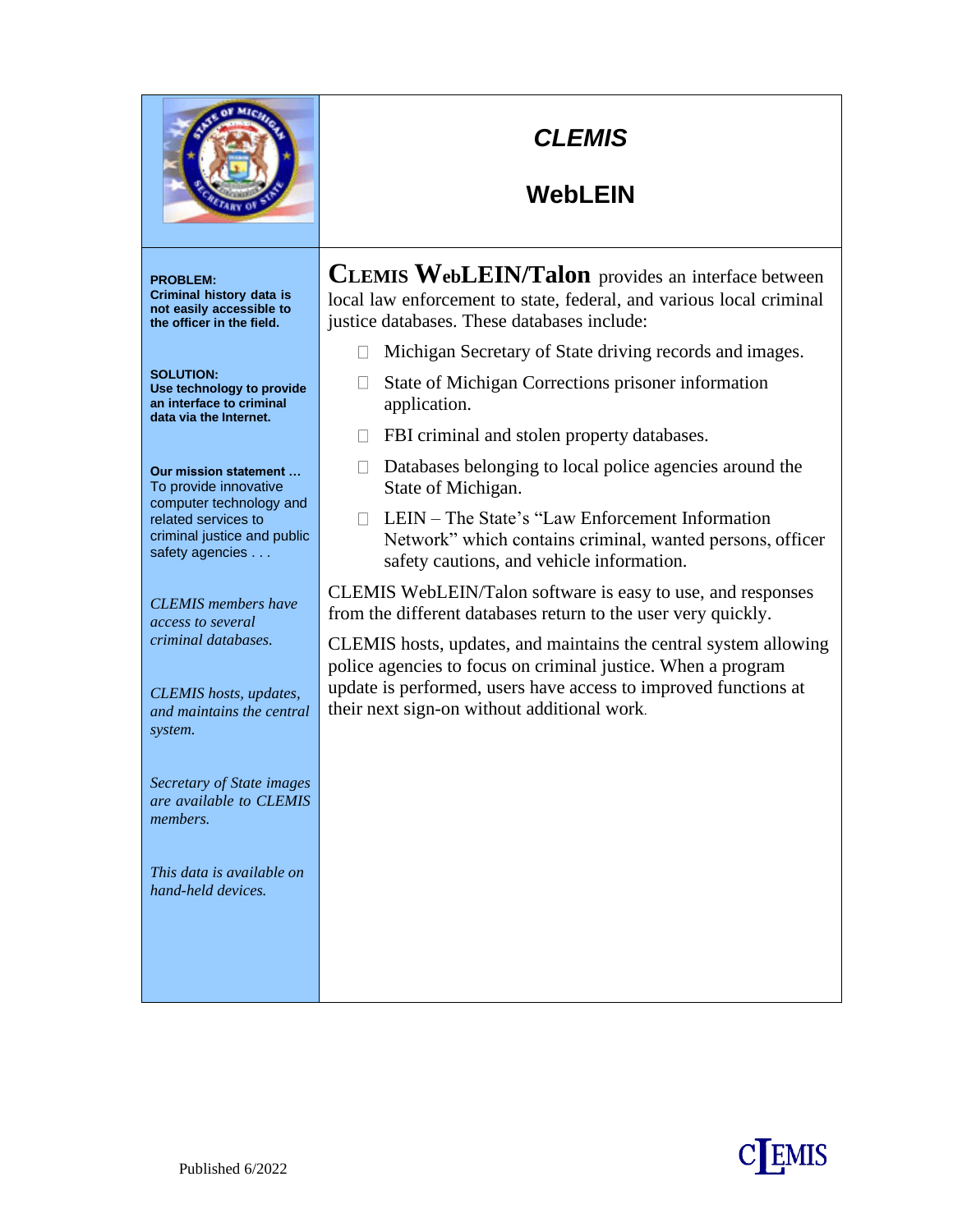# CLEMIS

## WebLEIN

**PROBLEM:**
**Criminal history data is not easily accessible to the officer in the field.**

**SOLUTION:**
**Use technology to provide an interface to criminal data via the Internet.**

**Our mission statement …**
To provide innovative computer technology and related services to criminal justice and public safety agencies . . .

*CLEMIS members have access to several criminal databases.*

*CLEMIS hosts, updates, and maintains the central system.*

*Secretary of State images are available to CLEMIS members.*

*This data is available on hand-held devices.*

**CLEMIS WebLEIN/Talon** provides an interface between local law enforcement to state, federal, and various local criminal justice databases. These databases include:

- Michigan Secretary of State driving records and images.
- State of Michigan Corrections prisoner information application.
- FBI criminal and stolen property databases.
- Databases belonging to local police agencies around the State of Michigan.
- LEIN – The State's "Law Enforcement Information Network" which contains criminal, wanted persons, officer safety cautions, and vehicle information.

CLEMIS WebLEIN/Talon software is easy to use, and responses from the different databases return to the user very quickly.

CLEMIS hosts, updates, and maintains the central system allowing police agencies to focus on criminal justice. When a program update is performed, users have access to improved functions at their next sign-on without additional work.

Published 6/2022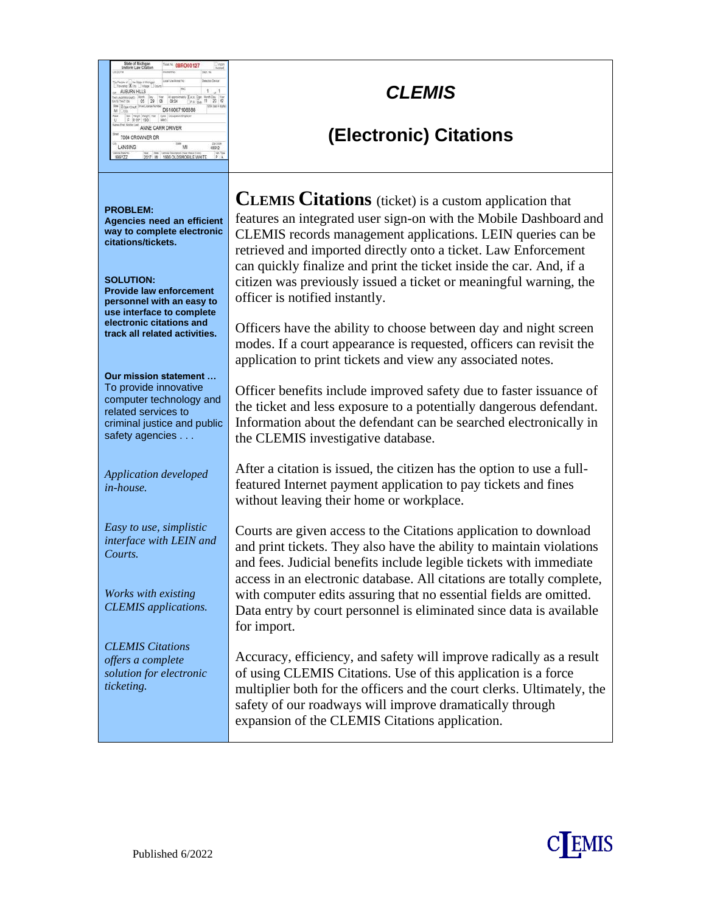# CLEMIS

## (Electronic) Citations

**PROBLEM:**
**Agencies need an efficient way to complete electronic citations/tickets.**

**SOLUTION:**
**Provide law enforcement personnel with an easy to use interface to complete electronic citations and track all related activities.**

**Our mission statement …**
To provide innovative computer technology and related services to criminal justice and public safety agencies . . .

*Application developed in-house.*

*Easy to use, simplistic interface with LEIN and Courts.*

*Works with existing CLEMIS applications.*

*CLEMIS Citations offers a complete solution for electronic ticketing.*

**CLEMIS Citations** (ticket) is a custom application that features an integrated user sign-on with the Mobile Dashboard and CLEMIS records management applications. LEIN queries can be retrieved and imported directly onto a ticket. Law Enforcement can quickly finalize and print the ticket inside the car. And, if a citizen was previously issued a ticket or meaningful warning, the officer is notified instantly.

Officers have the ability to choose between day and night screen modes. If a court appearance is requested, officers can revisit the application to print tickets and view any associated notes.

Officer benefits include improved safety due to faster issuance of the ticket and less exposure to a potentially dangerous defendant. Information about the defendant can be searched electronically in the CLEMIS investigative database.

After a citation is issued, the citizen has the option to use a full-featured Internet payment application to pay tickets and fines without leaving their home or workplace.

Courts are given access to the Citations application to download and print tickets. They also have the ability to maintain violations and fees. Judicial benefits include legible tickets with immediate access in an electronic database. All citations are totally complete, with computer edits assuring that no essential fields are omitted. Data entry by court personnel is eliminated since data is available for import.

Accuracy, efficiency, and safety will improve radically as a result of using CLEMIS Citations. Use of this application is a force multiplier both for the officers and the court clerks. Ultimately, the safety of our roadways will improve dramatically through expansion of the CLEMIS Citations application.

Published 6/2022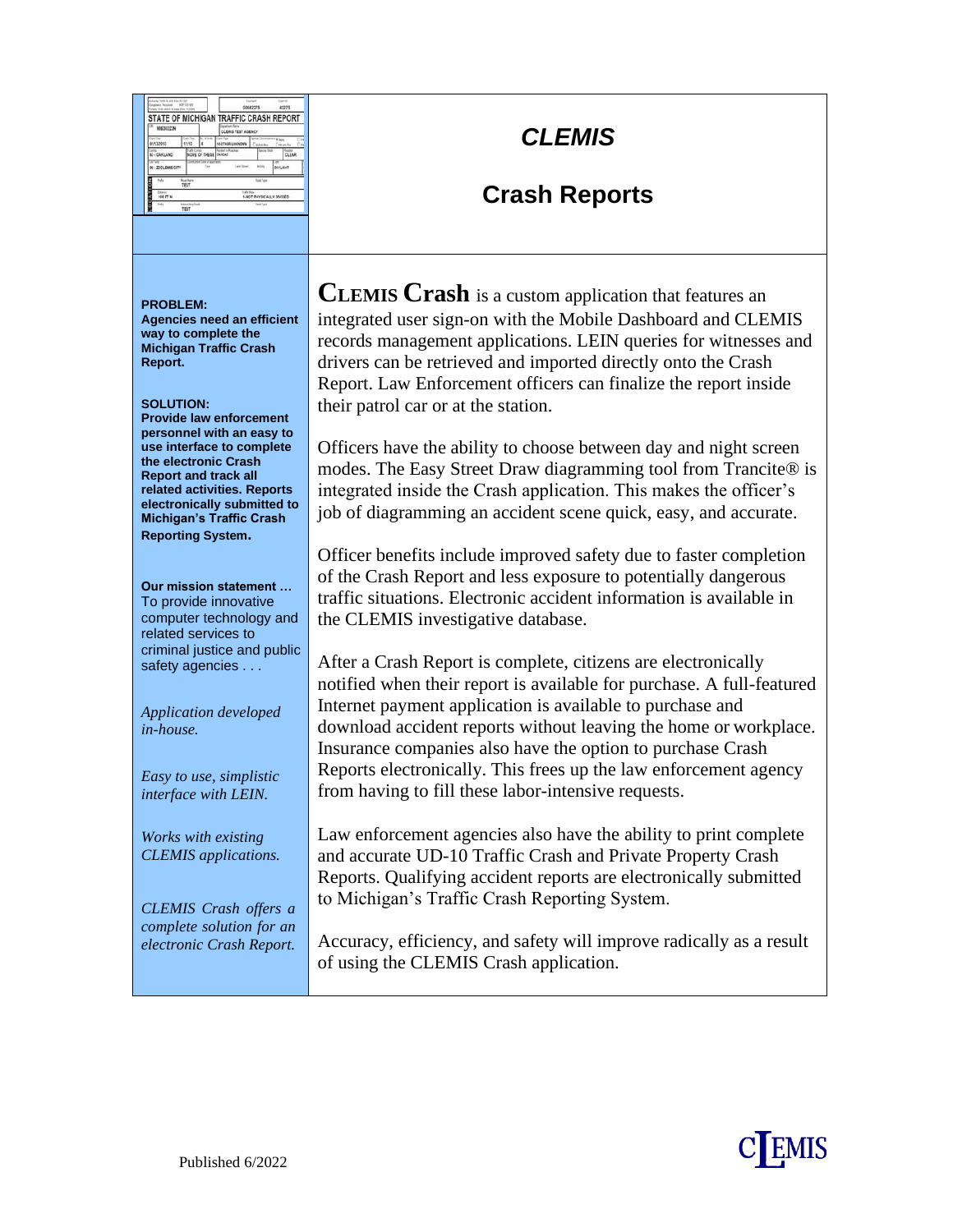# CLEMIS

## Crash Reports

**PROBLEM:**
**Agencies need an efficient way to complete the Michigan Traffic Crash Report.**

**SOLUTION:**
**Provide law enforcement personnel with an easy to use interface to complete the electronic Crash Report and track all related activities. Reports electronically submitted to Michigan's Traffic Crash Reporting System.**

**Our mission statement …**
To provide innovative computer technology and related services to criminal justice and public safety agencies . . .

*Application developed in-house.*

*Easy to use, simplistic interface with LEIN.*

*Works with existing CLEMIS applications.*

*CLEMIS Crash offers a complete solution for an electronic Crash Report.*

**CLEMIS Crash** is a custom application that features an integrated user sign-on with the Mobile Dashboard and CLEMIS records management applications. LEIN queries for witnesses and drivers can be retrieved and imported directly onto the Crash Report. Law Enforcement officers can finalize the report inside their patrol car or at the station.

Officers have the ability to choose between day and night screen modes. The Easy Street Draw diagramming tool from Trancite® is integrated inside the Crash application. This makes the officer's job of diagramming an accident scene quick, easy, and accurate.

Officer benefits include improved safety due to faster completion of the Crash Report and less exposure to potentially dangerous traffic situations. Electronic accident information is available in the CLEMIS investigative database.

After a Crash Report is complete, citizens are electronically notified when their report is available for purchase. A full-featured Internet payment application is available to purchase and download accident reports without leaving the home or workplace. Insurance companies also have the option to purchase Crash Reports electronically. This frees up the law enforcement agency from having to fill these labor-intensive requests.

Law enforcement agencies also have the ability to print complete and accurate UD-10 Traffic Crash and Private Property Crash Reports. Qualifying accident reports are electronically submitted to Michigan's Traffic Crash Reporting System.

Accuracy, efficiency, and safety will improve radically as a result of using the CLEMIS Crash application.

Published 6/2022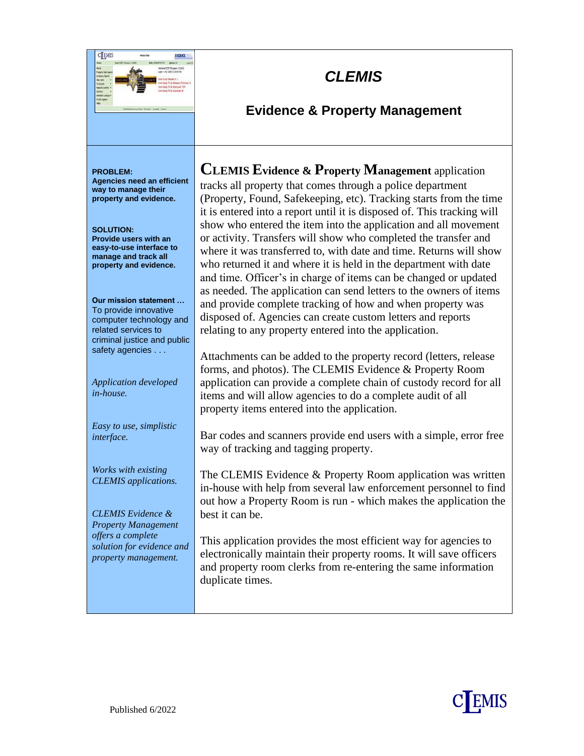# CLEMIS

## Evidence & Property Management

**PROBLEM:**
**Agencies need an efficient way to manage their property and evidence.**

**SOLUTION:**
**Provide users with an easy-to-use interface to manage and track all property and evidence.**

**Our mission statement …**
To provide innovative computer technology and related services to criminal justice and public safety agencies . . .

*Application developed in-house.*

*Easy to use, simplistic interface.*

*Works with existing CLEMIS applications.*

*CLEMIS Evidence & Property Management offers a complete solution for evidence and property management.*

**CLEMIS Evidence & Property Management** application tracks all property that comes through a police department (Property, Found, Safekeeping, etc). Tracking starts from the time it is entered into a report until it is disposed of. This tracking will show who entered the item into the application and all movement or activity. Transfers will show who completed the transfer and where it was transferred to, with date and time. Returns will show who returned it and where it is held in the department with date and time. Officer's in charge of items can be changed or updated as needed. The application can send letters to the owners of items and provide complete tracking of how and when property was disposed of. Agencies can create custom letters and reports relating to any property entered into the application.

Attachments can be added to the property record (letters, release forms, and photos). The CLEMIS Evidence & Property Room application can provide a complete chain of custody record for all items and will allow agencies to do a complete audit of all property items entered into the application.

Bar codes and scanners provide end users with a simple, error free way of tracking and tagging property.

The CLEMIS Evidence & Property Room application was written in-house with help from several law enforcement personnel to find out how a Property Room is run - which makes the application the best it can be.

This application provides the most efficient way for agencies to electronically maintain their property rooms. It will save officers and property room clerks from re-entering the same information duplicate times.

Published 6/2022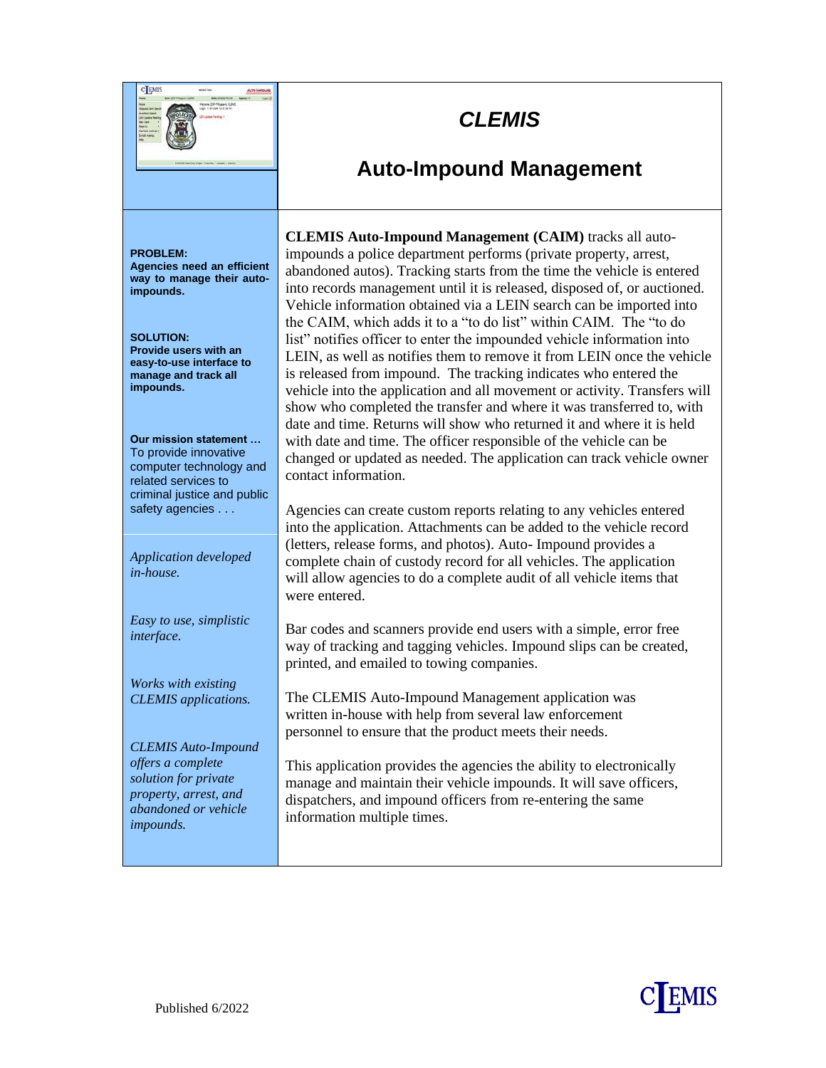# CLEMIS

## Auto-Impound Management

**PROBLEM:**
**Agencies need an efficient way to manage their auto-impounds.**

**SOLUTION:**
**Provide users with an easy-to-use interface to manage and track all impounds.**

**Our mission statement …**
To provide innovative computer technology and related services to criminal justice and public safety agencies . . .

*Application developed in-house.*

*Easy to use, simplistic interface.*

*Works with existing CLEMIS applications.*

*CLEMIS Auto-Impound offers a complete solution for private property, arrest, and abandoned or vehicle impounds.*

**CLEMIS Auto-Impound Management (CAIM)** tracks all auto-impounds a police department performs (private property, arrest, abandoned autos). Tracking starts from the time the vehicle is entered into records management until it is released, disposed of, or auctioned. Vehicle information obtained via a LEIN search can be imported into the CAIM, which adds it to a "to do list" within CAIM. The "to do list" notifies officer to enter the impounded vehicle information into LEIN, as well as notifies them to remove it from LEIN once the vehicle is released from impound. The tracking indicates who entered the vehicle into the application and all movement or activity. Transfers will show who completed the transfer and where it was transferred to, with date and time. Returns will show who returned it and where it is held with date and time. The officer responsible of the vehicle can be changed or updated as needed. The application can track vehicle owner contact information.

Agencies can create custom reports relating to any vehicles entered into the application. Attachments can be added to the vehicle record (letters, release forms, and photos). Auto- Impound provides a complete chain of custody record for all vehicles. The application will allow agencies to do a complete audit of all vehicle items that were entered.

Bar codes and scanners provide end users with a simple, error free way of tracking and tagging vehicles. Impound slips can be created, printed, and emailed to towing companies.

The CLEMIS Auto-Impound Management application was written in-house with help from several law enforcement personnel to ensure that the product meets their needs.

This application provides the agencies the ability to electronically manage and maintain their vehicle impounds. It will save officers, dispatchers, and impound officers from re-entering the same information multiple times.

Published 6/2022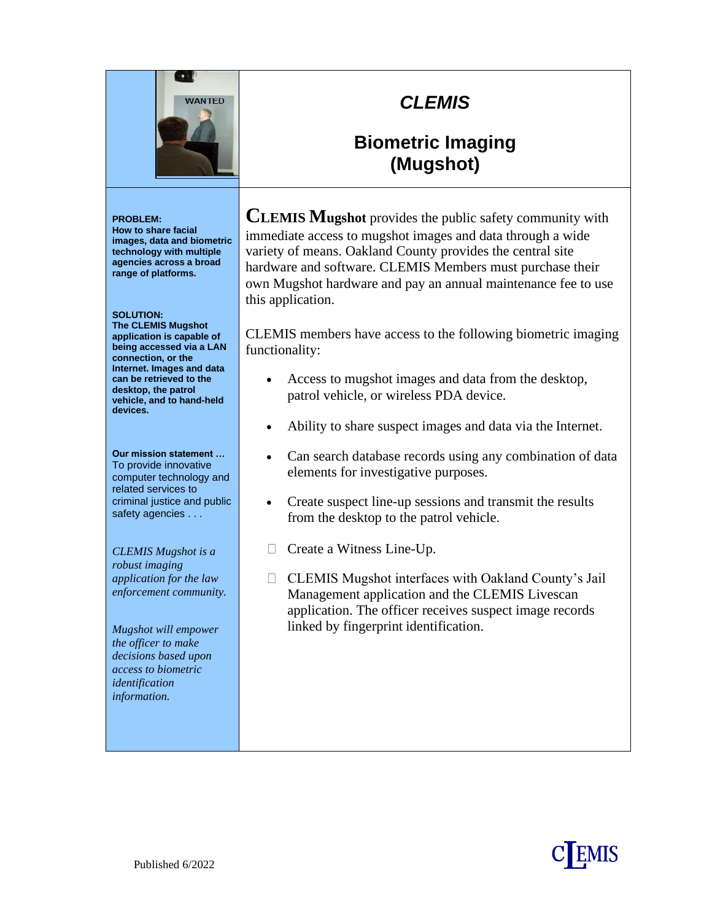# CLEMIS

## Biometric Imaging (Mugshot)

**PROBLEM:**
**How to share facial images, data and biometric technology with multiple agencies across a broad range of platforms.**

**SOLUTION:**
**The CLEMIS Mugshot application is capable of being accessed via a LAN connection, or the Internet. Images and data can be retrieved to the desktop, the patrol vehicle, and to hand-held devices.**

**Our mission statement …**
To provide innovative computer technology and related services to criminal justice and public safety agencies . . .

*CLEMIS Mugshot is a robust imaging application for the law enforcement community.*

*Mugshot will empower the officer to make decisions based upon access to biometric identification information.*

**CLEMIS Mugshot** provides the public safety community with immediate access to mugshot images and data through a wide variety of means. Oakland County provides the central site hardware and software. CLEMIS Members must purchase their own Mugshot hardware and pay an annual maintenance fee to use this application.

CLEMIS members have access to the following biometric imaging functionality:

- Access to mugshot images and data from the desktop, patrol vehicle, or wireless PDA device.
- Ability to share suspect images and data via the Internet.
- Can search database records using any combination of data elements for investigative purposes.
- Create suspect line-up sessions and transmit the results from the desktop to the patrol vehicle.
- Create a Witness Line-Up.
- CLEMIS Mugshot interfaces with Oakland County's Jail Management application and the CLEMIS Livescan application. The officer receives suspect image records linked by fingerprint identification.

Published 6/2022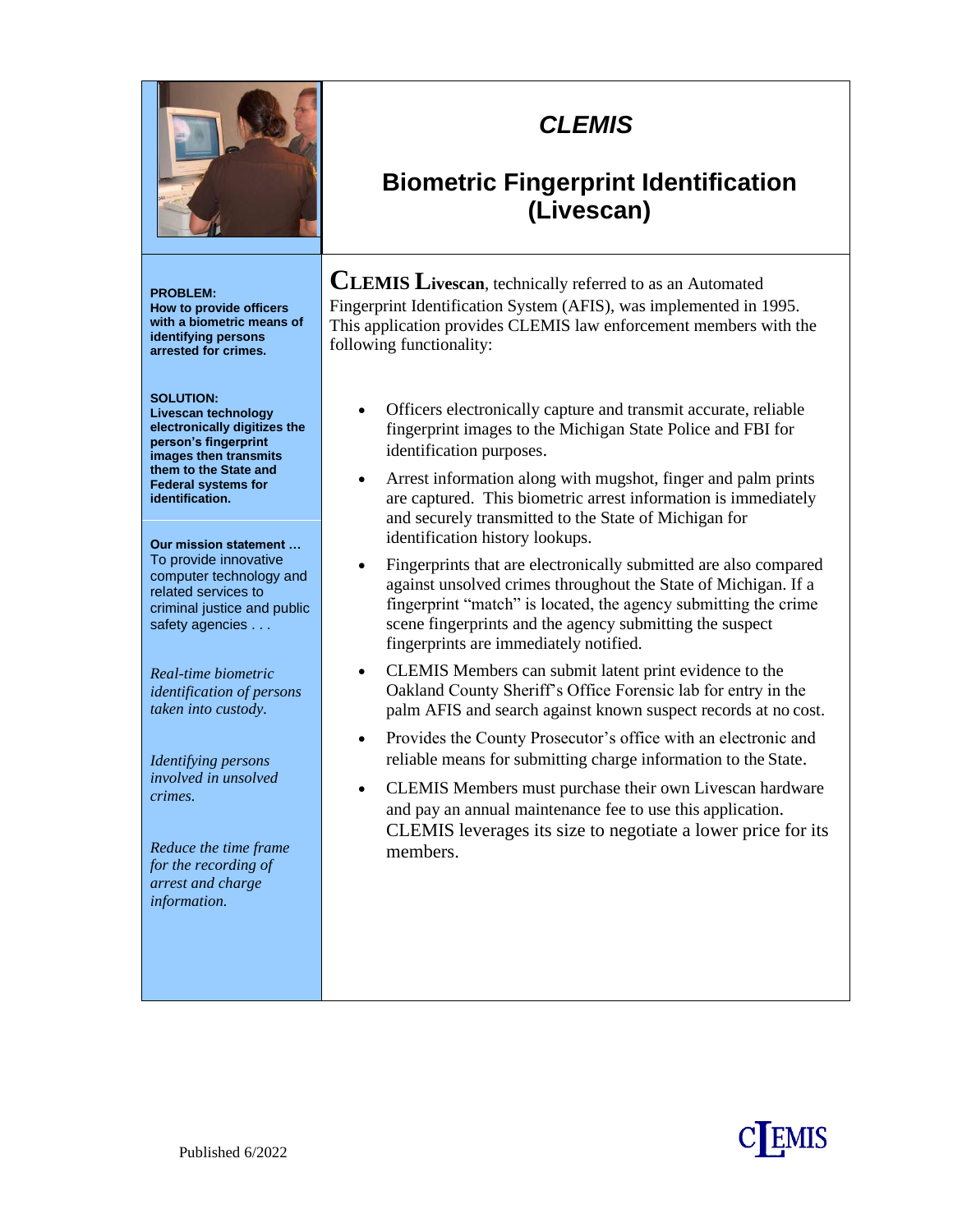# *CLEMIS*

## Biometric Fingerprint Identification (Livescan)

**PROBLEM:**
**How to provide officers with a biometric means of identifying persons arrested for crimes.**

**SOLUTION:**
**Livescan technology electronically digitizes the person's fingerprint images then transmits them to the State and Federal systems for identification.**

**Our mission statement …**
To provide innovative computer technology and related services to criminal justice and public safety agencies . . .

*Real-time biometric identification of persons taken into custody.*

*Identifying persons involved in unsolved crimes.*

*Reduce the time frame for the recording of arrest and charge information.*

**CLEMIS Livescan**, technically referred to as an Automated Fingerprint Identification System (AFIS), was implemented in 1995. This application provides CLEMIS law enforcement members with the following functionality:

- Officers electronically capture and transmit accurate, reliable fingerprint images to the Michigan State Police and FBI for identification purposes.
- Arrest information along with mugshot, finger and palm prints are captured. This biometric arrest information is immediately and securely transmitted to the State of Michigan for identification history lookups.
- Fingerprints that are electronically submitted are also compared against unsolved crimes throughout the State of Michigan. If a fingerprint "match" is located, the agency submitting the crime scene fingerprints and the agency submitting the suspect fingerprints are immediately notified.
- CLEMIS Members can submit latent print evidence to the Oakland County Sheriff's Office Forensic lab for entry in the palm AFIS and search against known suspect records at no cost.
- Provides the County Prosecutor's office with an electronic and reliable means for submitting charge information to the State.
- CLEMIS Members must purchase their own Livescan hardware and pay an annual maintenance fee to use this application. CLEMIS leverages its size to negotiate a lower price for its members.

Published 6/2022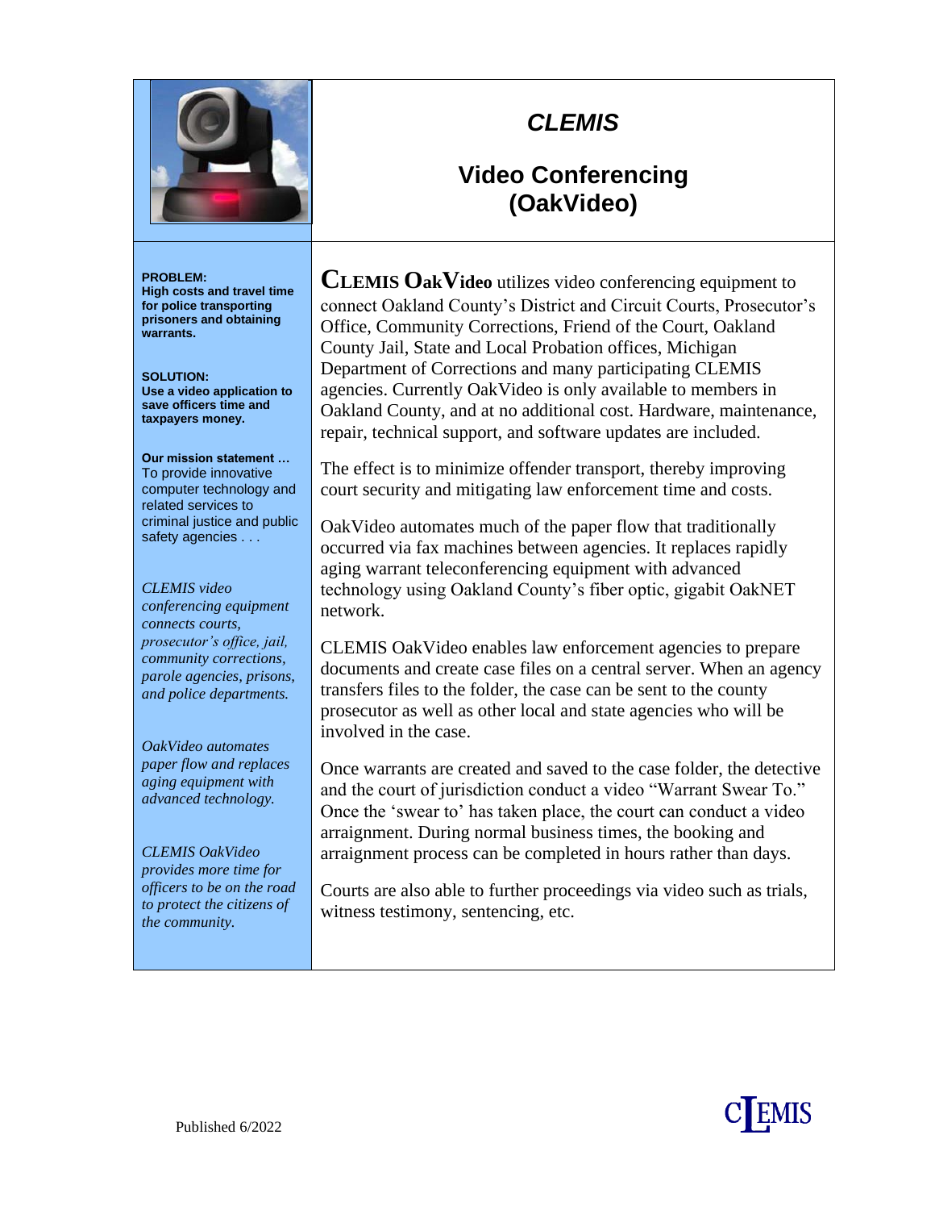# *CLEMIS*

## Video Conferencing (OakVideo)

**PROBLEM:**
**High costs and travel time for police transporting prisoners and obtaining warrants.**

**SOLUTION:**
**Use a video application to save officers time and taxpayers money.**

**Our mission statement …**
To provide innovative computer technology and related services to criminal justice and public safety agencies . . .

*CLEMIS video conferencing equipment connects courts, prosecutor's office, jail, community corrections, parole agencies, prisons, and police departments.*

*OakVideo automates paper flow and replaces aging equipment with advanced technology.*

*CLEMIS OakVideo provides more time for officers to be on the road to protect the citizens of the community.*

**CLEMIS OakVideo** utilizes video conferencing equipment to connect Oakland County's District and Circuit Courts, Prosecutor's Office, Community Corrections, Friend of the Court, Oakland County Jail, State and Local Probation offices, Michigan Department of Corrections and many participating CLEMIS agencies. Currently OakVideo is only available to members in Oakland County, and at no additional cost. Hardware, maintenance, repair, technical support, and software updates are included.

The effect is to minimize offender transport, thereby improving court security and mitigating law enforcement time and costs.

OakVideo automates much of the paper flow that traditionally occurred via fax machines between agencies. It replaces rapidly aging warrant teleconferencing equipment with advanced technology using Oakland County's fiber optic, gigabit OakNET network.

CLEMIS OakVideo enables law enforcement agencies to prepare documents and create case files on a central server. When an agency transfers files to the folder, the case can be sent to the county prosecutor as well as other local and state agencies who will be involved in the case.

Once warrants are created and saved to the case folder, the detective and the court of jurisdiction conduct a video "Warrant Swear To." Once the 'swear to' has taken place, the court can conduct a video arraignment. During normal business times, the booking and arraignment process can be completed in hours rather than days.

Courts are also able to further proceedings via video such as trials, witness testimony, sentencing, etc.

Published 6/2022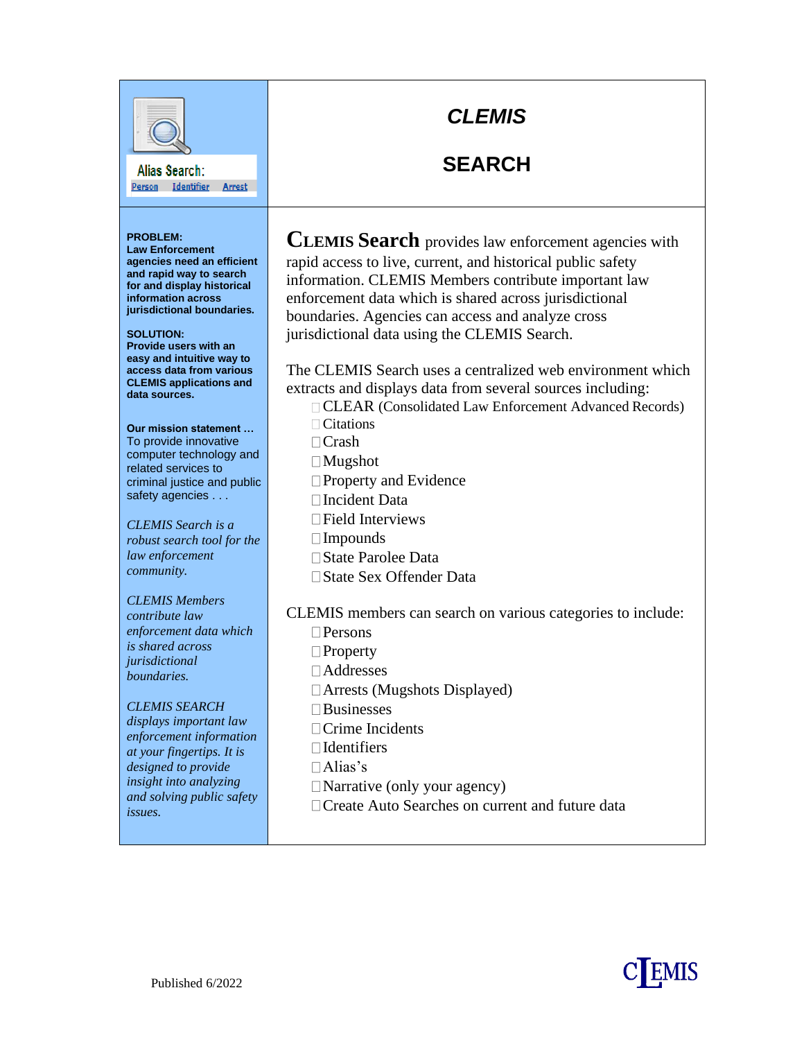Alias Search:
Person Identifier Arrest

# *CLEMIS*

# SEARCH

**PROBLEM:**
**Law Enforcement agencies need an efficient and rapid way to search for and display historical information across jurisdictional boundaries.**

**SOLUTION:**
**Provide users with an easy and intuitive way to access data from various CLEMIS applications and data sources.**

**Our mission statement …**
To provide innovative computer technology and related services to criminal justice and public safety agencies . . .

*CLEMIS Search is a robust search tool for the law enforcement community.*

*CLEMIS Members contribute law enforcement data which is shared across jurisdictional boundaries.*

*CLEMIS SEARCH displays important law enforcement information at your fingertips. It is designed to provide insight into analyzing and solving public safety issues.*

**CLEMIS Search** provides law enforcement agencies with rapid access to live, current, and historical public safety information. CLEMIS Members contribute important law enforcement data which is shared across jurisdictional boundaries. Agencies can access and analyze cross jurisdictional data using the CLEMIS Search.

The CLEMIS Search uses a centralized web environment which extracts and displays data from several sources including:

- CLEAR (Consolidated Law Enforcement Advanced Records)
- Citations
- Crash
- Mugshot
- Property and Evidence
- Incident Data
- Field Interviews
- Impounds
- State Parolee Data
- State Sex Offender Data

CLEMIS members can search on various categories to include:

- Persons
- Property
- Addresses
- Arrests (Mugshots Displayed)
- Businesses
- Crime Incidents
- Identifiers
- Alias's
- Narrative (only your agency)
- Create Auto Searches on current and future data

Published 6/2022

CLEMIS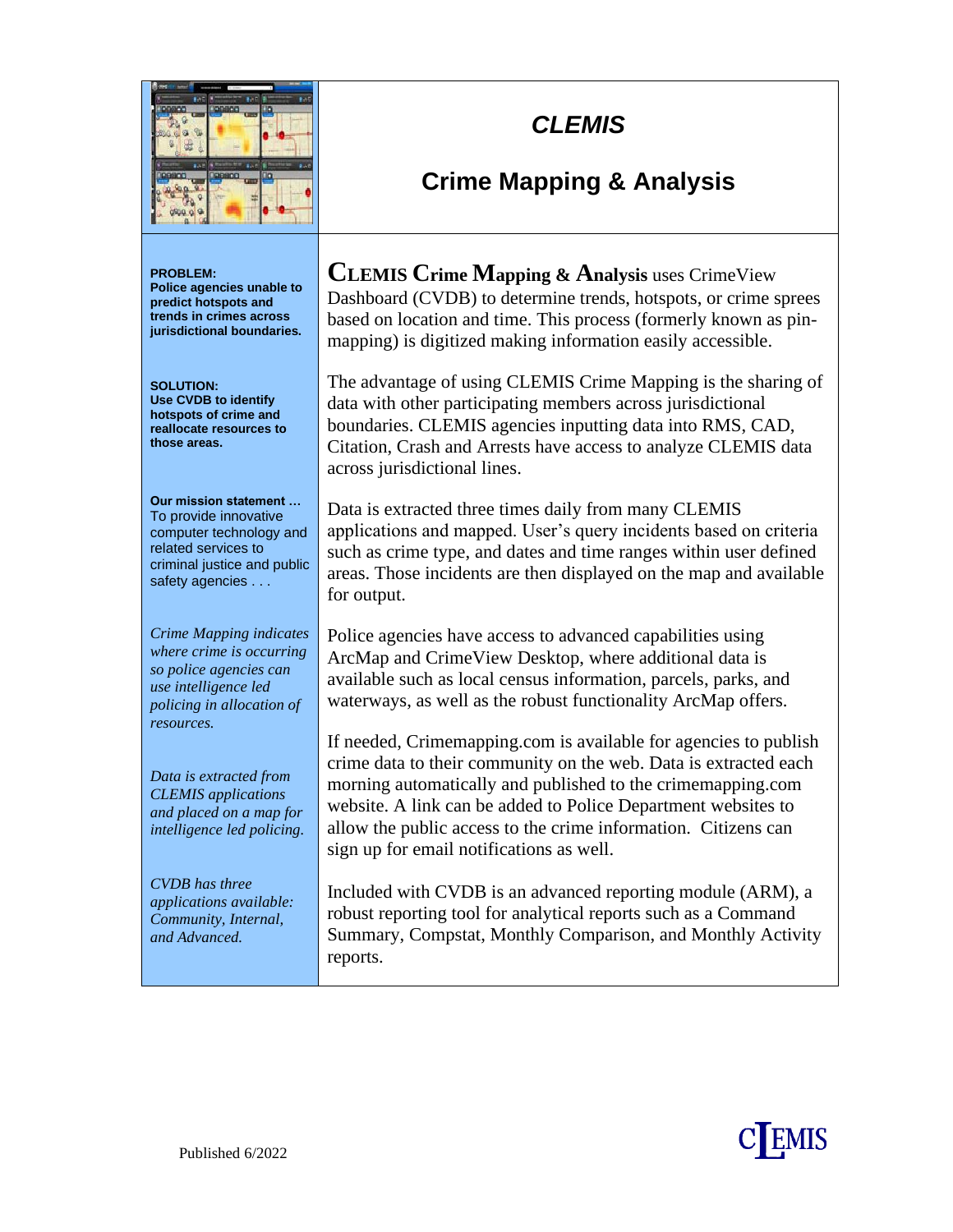# CLEMIS

## Crime Mapping & Analysis

**PROBLEM:**
**Police agencies unable to predict hotspots and trends in crimes across jurisdictional boundaries.**

**SOLUTION:**
**Use CVDB to identify hotspots of crime and reallocate resources to those areas.**

**Our mission statement …**
To provide innovative computer technology and related services to criminal justice and public safety agencies . . .

*Crime Mapping indicates where crime is occurring so police agencies can use intelligence led policing in allocation of resources.*

*Data is extracted from CLEMIS applications and placed on a map for intelligence led policing.*

*CVDB has three applications available: Community, Internal, and Advanced.*

**CLEMIS Crime Mapping & Analysis** uses CrimeView Dashboard (CVDB) to determine trends, hotspots, or crime sprees based on location and time. This process (formerly known as pin-mapping) is digitized making information easily accessible.

The advantage of using CLEMIS Crime Mapping is the sharing of data with other participating members across jurisdictional boundaries. CLEMIS agencies inputting data into RMS, CAD, Citation, Crash and Arrests have access to analyze CLEMIS data across jurisdictional lines.

Data is extracted three times daily from many CLEMIS applications and mapped. User's query incidents based on criteria such as crime type, and dates and time ranges within user defined areas. Those incidents are then displayed on the map and available for output.

Police agencies have access to advanced capabilities using ArcMap and CrimeView Desktop, where additional data is available such as local census information, parcels, parks, and waterways, as well as the robust functionality ArcMap offers.

If needed, Crimemapping.com is available for agencies to publish crime data to their community on the web. Data is extracted each morning automatically and published to the crimemapping.com website. A link can be added to Police Department websites to allow the public access to the crime information. Citizens can sign up for email notifications as well.

Included with CVDB is an advanced reporting module (ARM), a robust reporting tool for analytical reports such as a Command Summary, Compstat, Monthly Comparison, and Monthly Activity reports.

Published 6/2022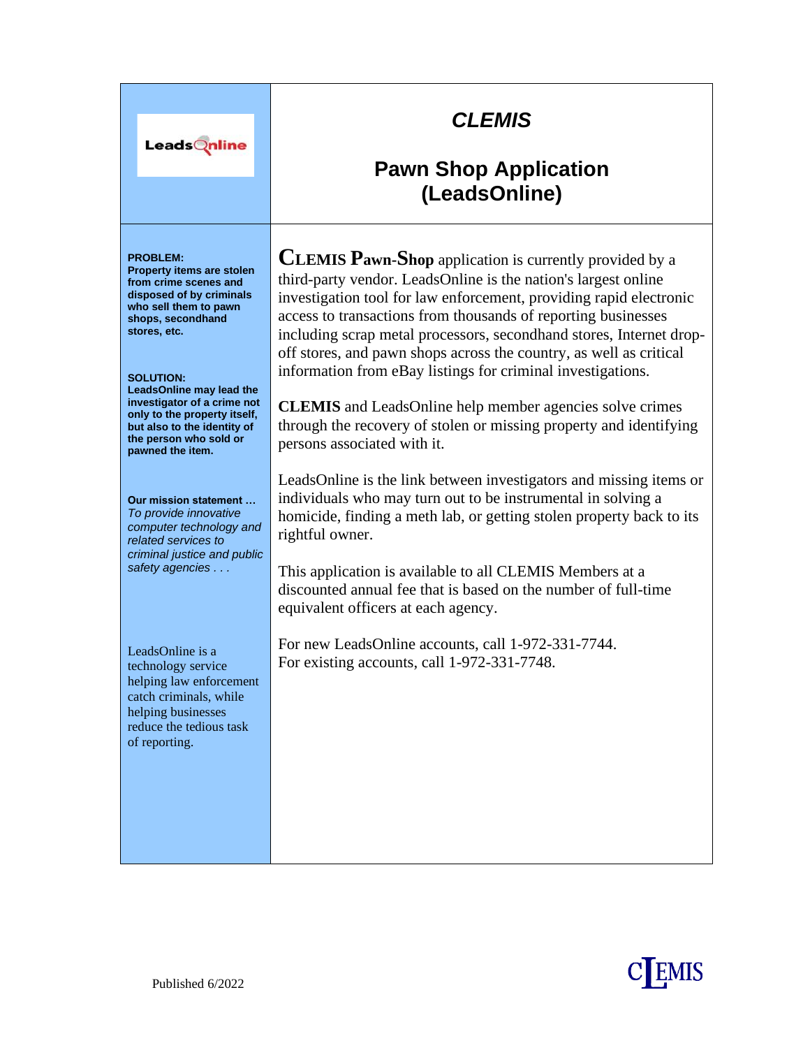# CLEMIS

## Pawn Shop Application (LeadsOnline)

**PROBLEM:**
**Property items are stolen from crime scenes and disposed of by criminals who sell them to pawn shops, secondhand stores, etc.**

**SOLUTION:**
**LeadsOnline may lead the investigator of a crime not only to the property itself, but also to the identity of the person who sold or pawned the item.**

**Our mission statement …**
*To provide innovative computer technology and related services to criminal justice and public safety agencies . . .*

LeadsOnline is a technology service helping law enforcement catch criminals, while helping businesses reduce the tedious task of reporting.

**CLEMIS Pawn-Shop** application is currently provided by a third-party vendor. LeadsOnline is the nation's largest online investigation tool for law enforcement, providing rapid electronic access to transactions from thousands of reporting businesses including scrap metal processors, secondhand stores, Internet drop-off stores, and pawn shops across the country, as well as critical information from eBay listings for criminal investigations.

**CLEMIS** and LeadsOnline help member agencies solve crimes through the recovery of stolen or missing property and identifying persons associated with it.

LeadsOnline is the link between investigators and missing items or individuals who may turn out to be instrumental in solving a homicide, finding a meth lab, or getting stolen property back to its rightful owner.

This application is available to all CLEMIS Members at a discounted annual fee that is based on the number of full-time equivalent officers at each agency.

For new LeadsOnline accounts, call 1-972-331-7744.
For existing accounts, call 1-972-331-7748.

Published 6/2022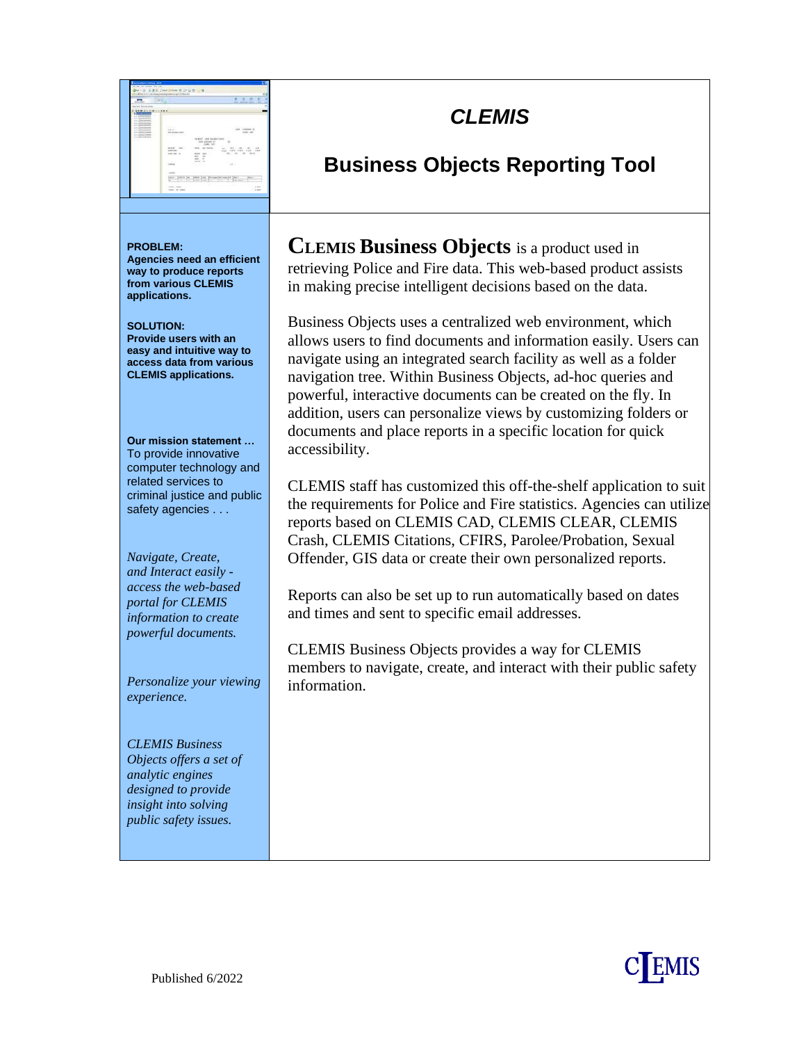# CLEMIS

## Business Objects Reporting Tool

**PROBLEM:**
**Agencies need an efficient way to produce reports from various CLEMIS applications.**

**SOLUTION:**
**Provide users with an easy and intuitive way to access data from various CLEMIS applications.**

**Our mission statement …**
To provide innovative computer technology and related services to criminal justice and public safety agencies . . .

*Navigate, Create, and Interact easily - access the web-based portal for CLEMIS information to create powerful documents.*

*Personalize your viewing experience.*

*CLEMIS Business Objects offers a set of analytic engines designed to provide insight into solving public safety issues.*

**CLEMIS Business Objects** is a product used in retrieving Police and Fire data. This web-based product assists in making precise intelligent decisions based on the data.

Business Objects uses a centralized web environment, which allows users to find documents and information easily. Users can navigate using an integrated search facility as well as a folder navigation tree. Within Business Objects, ad-hoc queries and powerful, interactive documents can be created on the fly. In addition, users can personalize views by customizing folders or documents and place reports in a specific location for quick accessibility.

CLEMIS staff has customized this off-the-shelf application to suit the requirements for Police and Fire statistics. Agencies can utilize reports based on CLEMIS CAD, CLEMIS CLEAR, CLEMIS Crash, CLEMIS Citations, CFIRS, Parolee/Probation, Sexual Offender, GIS data or create their own personalized reports.

Reports can also be set up to run automatically based on dates and times and sent to specific email addresses.

CLEMIS Business Objects provides a way for CLEMIS members to navigate, create, and interact with their public safety information.

Published 6/2022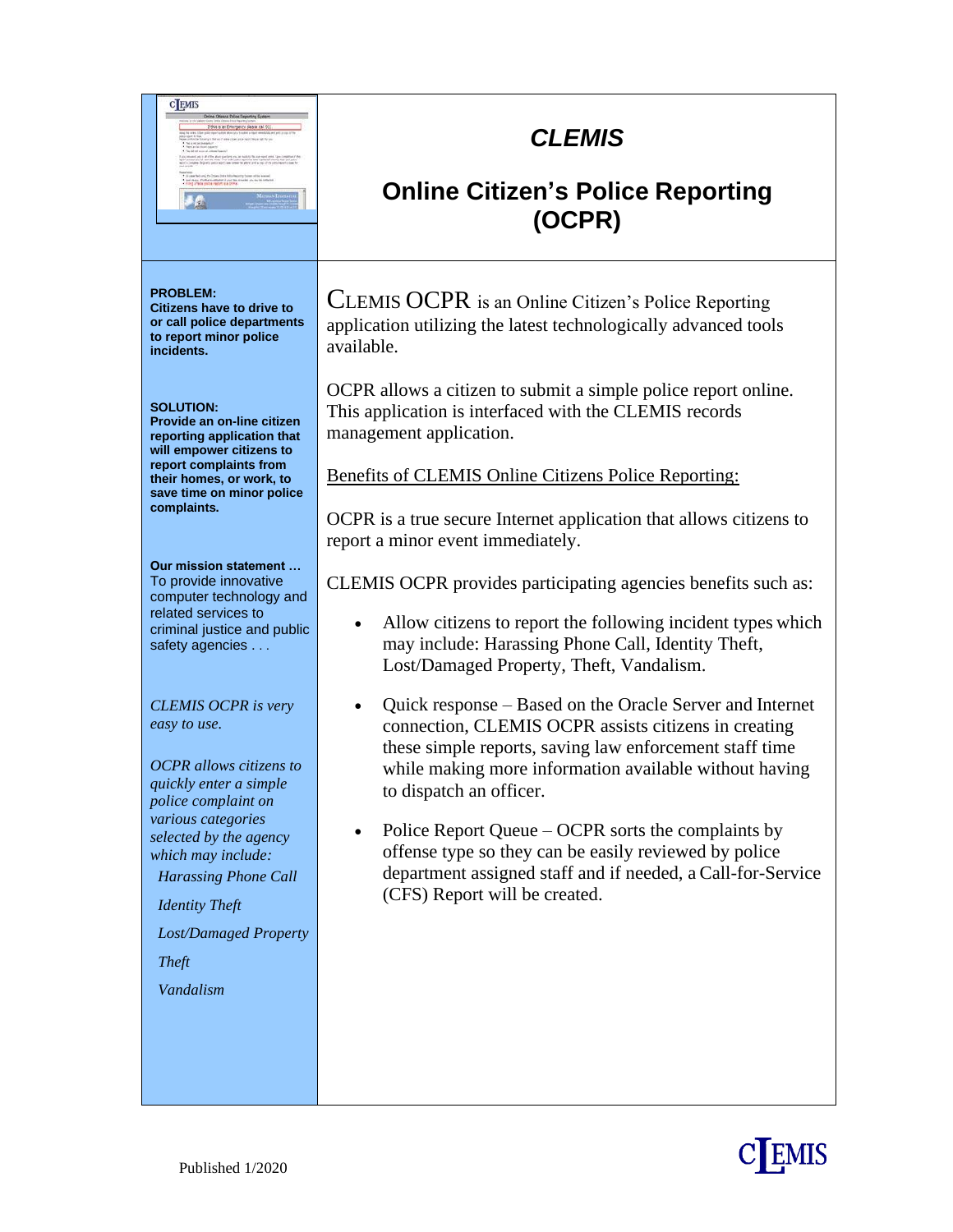# CLEMIS

## Online Citizen's Police Reporting (OCPR)

**PROBLEM:**
**Citizens have to drive to or call police departments to report minor police incidents.**

**SOLUTION:**
**Provide an on-line citizen reporting application that will empower citizens to report complaints from their homes, or work, to save time on minor police complaints.**

**Our mission statement …**
To provide innovative computer technology and related services to criminal justice and public safety agencies . . .

*CLEMIS OCPR is very easy to use.*

*OCPR allows citizens to quickly enter a simple police complaint on various categories selected by the agency which may include:*

*Harassing Phone Call*

*Identity Theft*

*Lost/Damaged Property*

*Theft*

*Vandalism*

CLEMIS OCPR is an Online Citizen's Police Reporting application utilizing the latest technologically advanced tools available.

OCPR allows a citizen to submit a simple police report online. This application is interfaced with the CLEMIS records management application.

<u>Benefits of CLEMIS Online Citizens Police Reporting:</u>

OCPR is a true secure Internet application that allows citizens to report a minor event immediately.

CLEMIS OCPR provides participating agencies benefits such as:

- Allow citizens to report the following incident types which may include: Harassing Phone Call, Identity Theft, Lost/Damaged Property, Theft, Vandalism.
- Quick response – Based on the Oracle Server and Internet connection, CLEMIS OCPR assists citizens in creating these simple reports, saving law enforcement staff time while making more information available without having to dispatch an officer.
- Police Report Queue – OCPR sorts the complaints by offense type so they can be easily reviewed by police department assigned staff and if needed, a Call-for-Service (CFS) Report will be created.

Published 1/2020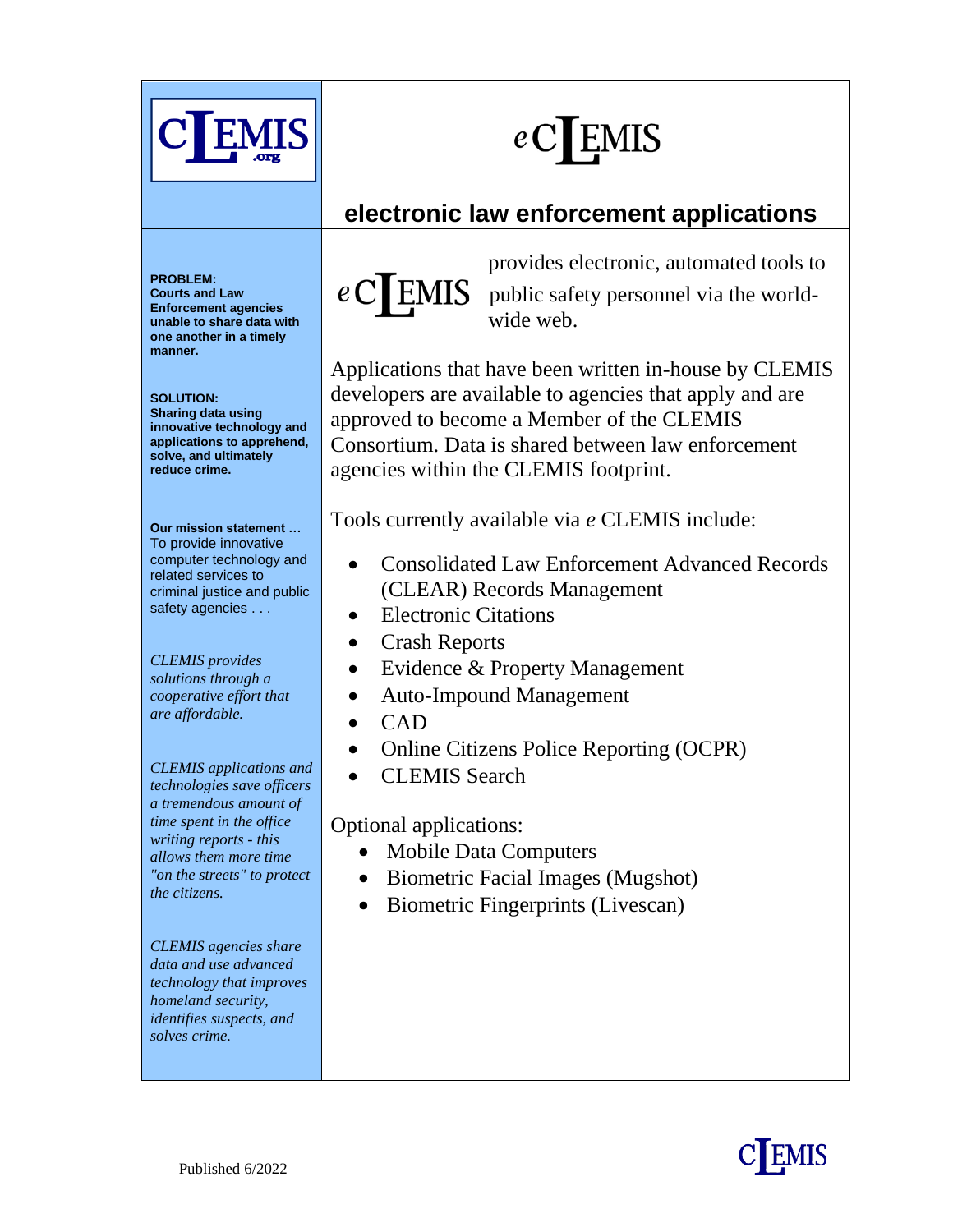# CLEMIS.org

# eCLEMIS

## electronic law enforcement applications

**PROBLEM:**
**Courts and Law Enforcement agencies unable to share data with one another in a timely manner.**

**SOLUTION:**
**Sharing data using innovative technology and applications to apprehend, solve, and ultimately reduce crime.**

**Our mission statement …**
To provide innovative computer technology and related services to criminal justice and public safety agencies . . .

*CLEMIS provides solutions through a cooperative effort that are affordable.*

*CLEMIS applications and technologies save officers a tremendous amount of time spent in the office writing reports - this allows them more time "on the streets" to protect the citizens.*

*CLEMIS agencies share data and use advanced technology that improves homeland security, identifies suspects, and solves crime.*

eCLEMIS provides electronic, automated tools to public safety personnel via the world-wide web.

Applications that have been written in-house by CLEMIS developers are available to agencies that apply and are approved to become a Member of the CLEMIS Consortium. Data is shared between law enforcement agencies within the CLEMIS footprint.

Tools currently available via *e* CLEMIS include:

- Consolidated Law Enforcement Advanced Records (CLEAR) Records Management
- Electronic Citations
- Crash Reports
- Evidence & Property Management
- Auto-Impound Management
- CAD
- Online Citizens Police Reporting (OCPR)
- CLEMIS Search

Optional applications:

- Mobile Data Computers
- Biometric Facial Images (Mugshot)
- Biometric Fingerprints (Livescan)

Published 6/2022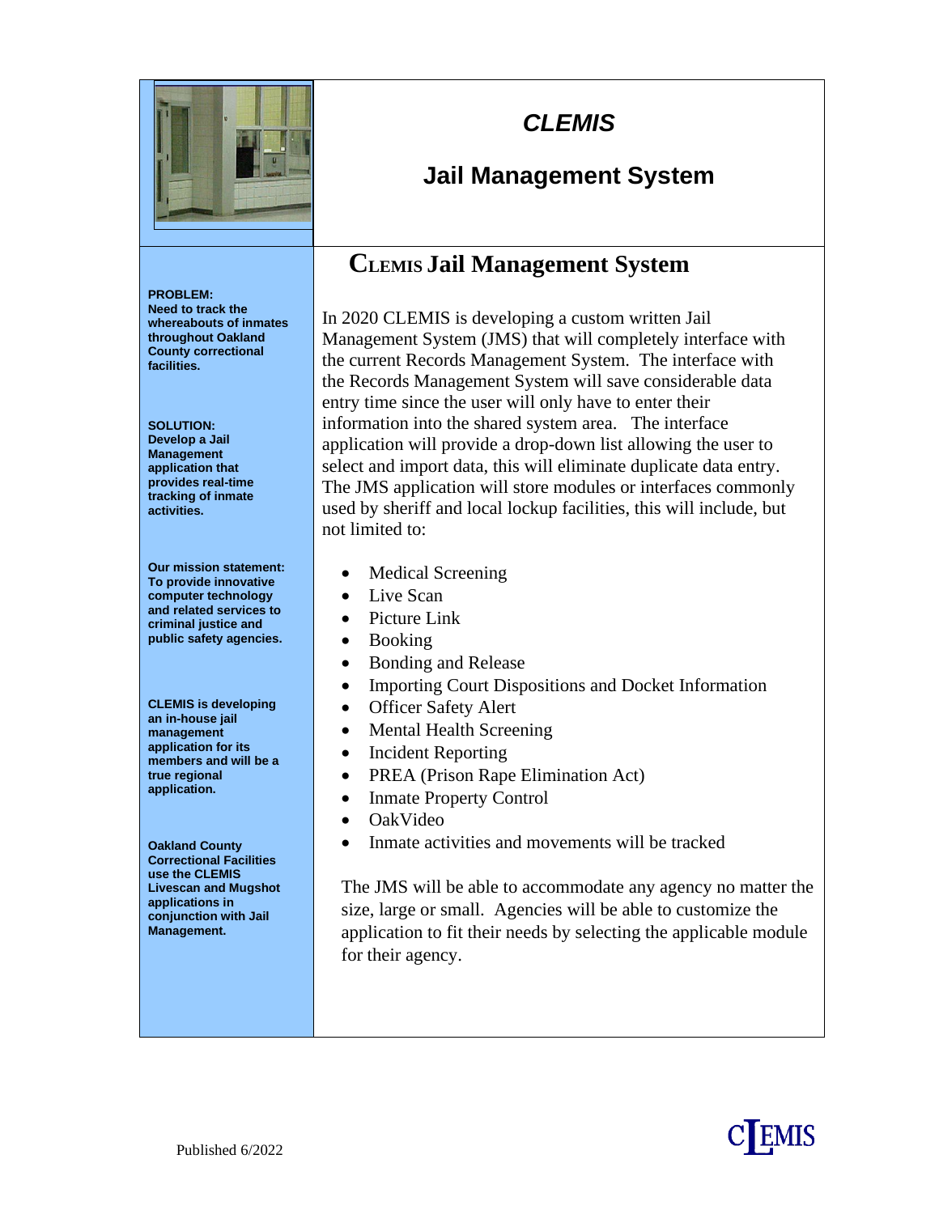# *CLEMIS*

# Jail Management System

## CLEMIS Jail Management System

In 2020 CLEMIS is developing a custom written Jail Management System (JMS) that will completely interface with the current Records Management System. The interface with the Records Management System will save considerable data entry time since the user will only have to enter their information into the shared system area. The interface application will provide a drop-down list allowing the user to select and import data, this will eliminate duplicate data entry. The JMS application will store modules or interfaces commonly used by sheriff and local lockup facilities, this will include, but not limited to:

- Medical Screening
- Live Scan
- Picture Link
- Booking
- Bonding and Release
- Importing Court Dispositions and Docket Information
- Officer Safety Alert
- Mental Health Screening
- Incident Reporting
- PREA (Prison Rape Elimination Act)
- Inmate Property Control
- OakVideo
- Inmate activities and movements will be tracked

The JMS will be able to accommodate any agency no matter the size, large or small. Agencies will be able to customize the application to fit their needs by selecting the applicable module for their agency.

**PROBLEM:**
**Need to track the whereabouts of inmates throughout Oakland County correctional facilities.**

**SOLUTION:**
**Develop a Jail Management application that provides real-time tracking of inmate activities.**

**Our mission statement:**
**To provide innovative computer technology and related services to criminal justice and public safety agencies.**

**CLEMIS is developing an in-house jail management application for its members and will be a true regional application.**

**Oakland County Correctional Facilities use the CLEMIS Livescan and Mugshot applications in conjunction with Jail Management.**

Published 6/2022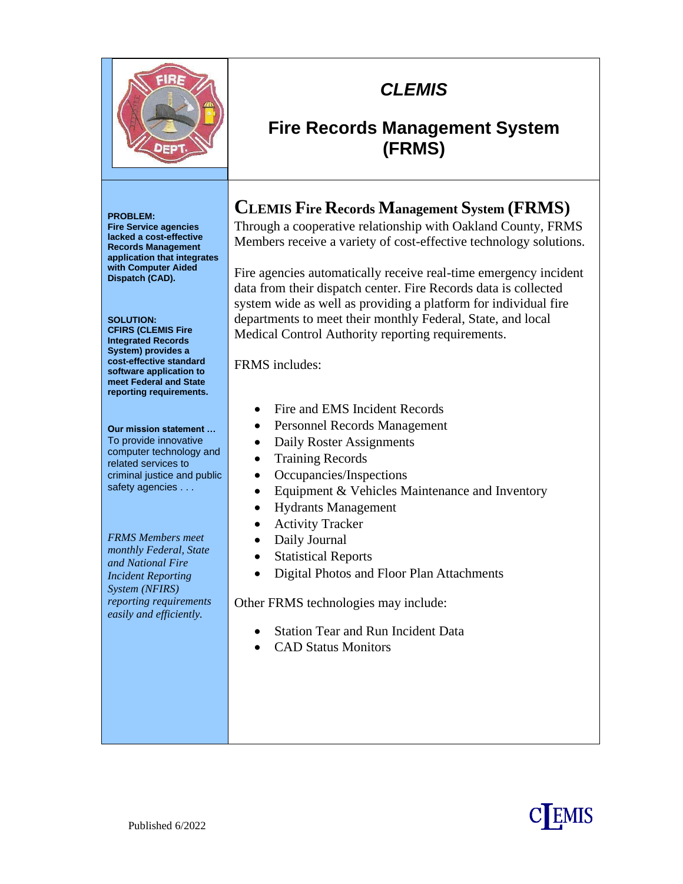# CLEMIS

## Fire Records Management System (FRMS)

**PROBLEM:**
**Fire Service agencies lacked a cost-effective Records Management application that integrates with Computer Aided Dispatch (CAD).**

**SOLUTION:**
**CFIRS (CLEMIS Fire Integrated Records System) provides a cost-effective standard software application to meet Federal and State reporting requirements.**

**Our mission statement …**
To provide innovative computer technology and related services to criminal justice and public safety agencies . . .

*FRMS Members meet monthly Federal, State and National Fire Incident Reporting System (NFIRS) reporting requirements easily and efficiently.*

## CLEMIS Fire Records Management System (FRMS)

Through a cooperative relationship with Oakland County, FRMS Members receive a variety of cost-effective technology solutions.

Fire agencies automatically receive real-time emergency incident data from their dispatch center. Fire Records data is collected system wide as well as providing a platform for individual fire departments to meet their monthly Federal, State, and local Medical Control Authority reporting requirements.

FRMS includes:

- Fire and EMS Incident Records
- Personnel Records Management
- Daily Roster Assignments
- Training Records
- Occupancies/Inspections
- Equipment & Vehicles Maintenance and Inventory
- Hydrants Management
- Activity Tracker
- Daily Journal
- Statistical Reports
- Digital Photos and Floor Plan Attachments

Other FRMS technologies may include:

- Station Tear and Run Incident Data
- CAD Status Monitors

Published 6/2022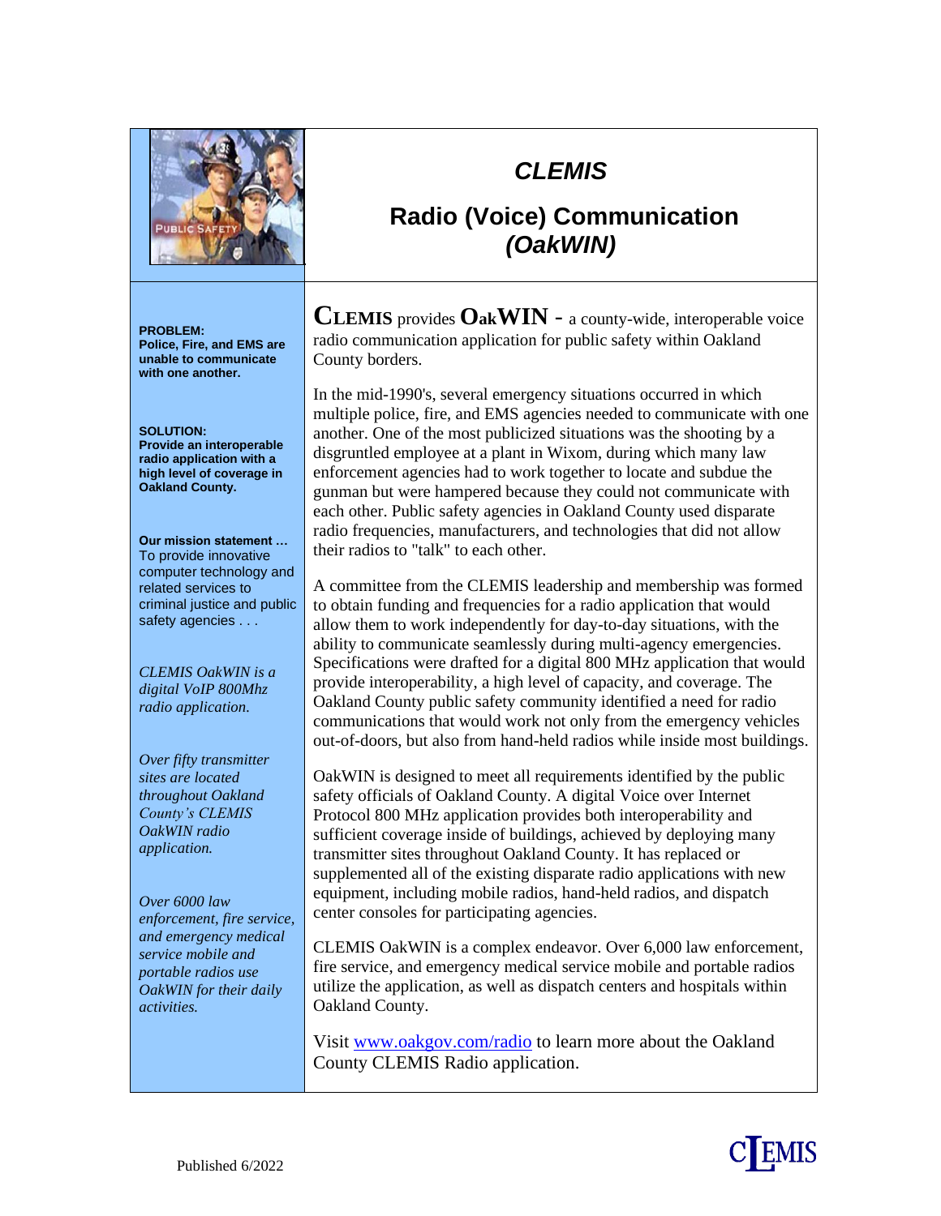# *CLEMIS*

## Radio (Voice) Communication *(OakWIN)*

**PROBLEM:**
**Police, Fire, and EMS are unable to communicate with one another.**

**SOLUTION:**
**Provide an interoperable radio application with a high level of coverage in Oakland County.**

**Our mission statement …**
To provide innovative computer technology and related services to criminal justice and public safety agencies . . .

*CLEMIS OakWIN is a digital VoIP 800Mhz radio application.*

*Over fifty transmitter sites are located throughout Oakland County's CLEMIS OakWIN radio application.*

*Over 6000 law enforcement, fire service, and emergency medical service mobile and portable radios use OakWIN for their daily activities.*

**CLEMIS** provides **OakWIN** - a county-wide, interoperable voice radio communication application for public safety within Oakland County borders.

In the mid-1990's, several emergency situations occurred in which multiple police, fire, and EMS agencies needed to communicate with one another. One of the most publicized situations was the shooting by a disgruntled employee at a plant in Wixom, during which many law enforcement agencies had to work together to locate and subdue the gunman but were hampered because they could not communicate with each other. Public safety agencies in Oakland County used disparate radio frequencies, manufacturers, and technologies that did not allow their radios to "talk" to each other.

A committee from the CLEMIS leadership and membership was formed to obtain funding and frequencies for a radio application that would allow them to work independently for day-to-day situations, with the ability to communicate seamlessly during multi-agency emergencies. Specifications were drafted for a digital 800 MHz application that would provide interoperability, a high level of capacity, and coverage. The Oakland County public safety community identified a need for radio communications that would work not only from the emergency vehicles out-of-doors, but also from hand-held radios while inside most buildings.

OakWIN is designed to meet all requirements identified by the public safety officials of Oakland County. A digital Voice over Internet Protocol 800 MHz application provides both interoperability and sufficient coverage inside of buildings, achieved by deploying many transmitter sites throughout Oakland County. It has replaced or supplemented all of the existing disparate radio applications with new equipment, including mobile radios, hand-held radios, and dispatch center consoles for participating agencies.

CLEMIS OakWIN is a complex endeavor. Over 6,000 law enforcement, fire service, and emergency medical service mobile and portable radios utilize the application, as well as dispatch centers and hospitals within Oakland County.

Visit [www.oakgov.com/radio](www.oakgov.com/radio) to learn more about the Oakland County CLEMIS Radio application.

Published 6/2022